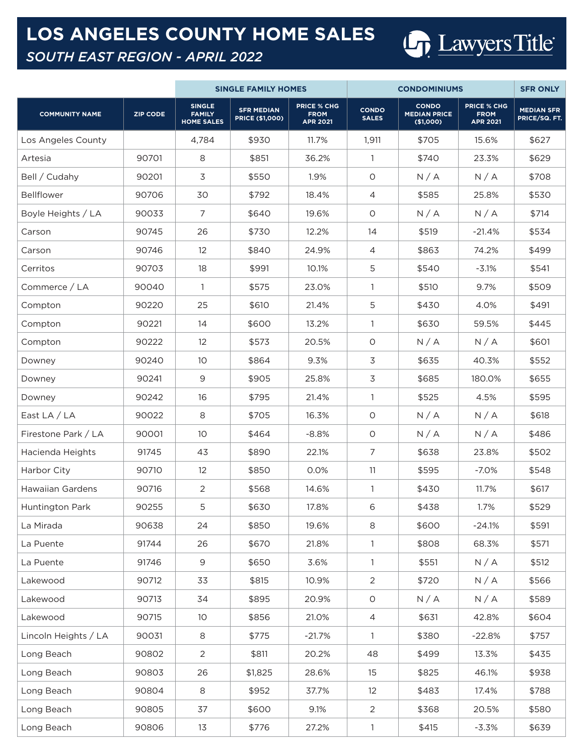# LOS ANGELES COUNTY HOME SALES

*SOUTH EAST REGION - APRIL 2022*

Lawyers Title

| | | SINGLE FAMILY HOMES | | | CONDOMINIUMS | | | SFR ONLY |
|---|---|---|---|---|---|---|---|---|
| COMMUNITY NAME | ZIP CODE | SINGLE FAMILY HOME SALES | SFR MEDIAN PRICE ($1,000) | PRICE % CHG FROM APR 2021 | CONDO SALES | CONDO MEDIAN PRICE ($1,000) | PRICE % CHG FROM APR 2021 | MEDIAN SFR PRICE/SQ. FT. |
| Los Angeles County | | 4,784 | $930 | 11.7% | 1,911 | $705 | 15.6% | $627 |
| Artesia | 90701 | 8 | $851 | 36.2% | 1 | $740 | 23.3% | $629 |
| Bell / Cudahy | 90201 | 3 | $550 | 1.9% | 0 | N / A | N / A | $708 |
| Bellflower | 90706 | 30 | $792 | 18.4% | 4 | $585 | 25.8% | $530 |
| Boyle Heights / LA | 90033 | 7 | $640 | 19.6% | 0 | N / A | N / A | $714 |
| Carson | 90745 | 26 | $730 | 12.2% | 14 | $519 | -21.4% | $534 |
| Carson | 90746 | 12 | $840 | 24.9% | 4 | $863 | 74.2% | $499 |
| Cerritos | 90703 | 18 | $991 | 10.1% | 5 | $540 | -3.1% | $541 |
| Commerce / LA | 90040 | 1 | $575 | 23.0% | 1 | $510 | 9.7% | $509 |
| Compton | 90220 | 25 | $610 | 21.4% | 5 | $430 | 4.0% | $491 |
| Compton | 90221 | 14 | $600 | 13.2% | 1 | $630 | 59.5% | $445 |
| Compton | 90222 | 12 | $573 | 20.5% | 0 | N / A | N / A | $601 |
| Downey | 90240 | 10 | $864 | 9.3% | 3 | $635 | 40.3% | $552 |
| Downey | 90241 | 9 | $905 | 25.8% | 3 | $685 | 180.0% | $655 |
| Downey | 90242 | 16 | $795 | 21.4% | 1 | $525 | 4.5% | $595 |
| East LA / LA | 90022 | 8 | $705 | 16.3% | 0 | N / A | N / A | $618 |
| Firestone Park / LA | 90001 | 10 | $464 | -8.8% | 0 | N / A | N / A | $486 |
| Hacienda Heights | 91745 | 43 | $890 | 22.1% | 7 | $638 | 23.8% | $502 |
| Harbor City | 90710 | 12 | $850 | 0.0% | 11 | $595 | -7.0% | $548 |
| Hawaiian Gardens | 90716 | 2 | $568 | 14.6% | 1 | $430 | 11.7% | $617 |
| Huntington Park | 90255 | 5 | $630 | 17.8% | 6 | $438 | 1.7% | $529 |
| La Mirada | 90638 | 24 | $850 | 19.6% | 8 | $600 | -24.1% | $591 |
| La Puente | 91744 | 26 | $670 | 21.8% | 1 | $808 | 68.3% | $571 |
| La Puente | 91746 | 9 | $650 | 3.6% | 1 | $551 | N / A | $512 |
| Lakewood | 90712 | 33 | $815 | 10.9% | 2 | $720 | N / A | $566 |
| Lakewood | 90713 | 34 | $895 | 20.9% | 0 | N / A | N / A | $589 |
| Lakewood | 90715 | 10 | $856 | 21.0% | 4 | $631 | 42.8% | $604 |
| Lincoln Heights / LA | 90031 | 8 | $775 | -21.7% | 1 | $380 | -22.8% | $757 |
| Long Beach | 90802 | 2 | $811 | 20.2% | 48 | $499 | 13.3% | $435 |
| Long Beach | 90803 | 26 | $1,825 | 28.6% | 15 | $825 | 46.1% | $938 |
| Long Beach | 90804 | 8 | $952 | 37.7% | 12 | $483 | 17.4% | $788 |
| Long Beach | 90805 | 37 | $600 | 9.1% | 2 | $368 | 20.5% | $580 |
| Long Beach | 90806 | 13 | $776 | 27.2% | 1 | $415 | -3.3% | $639 |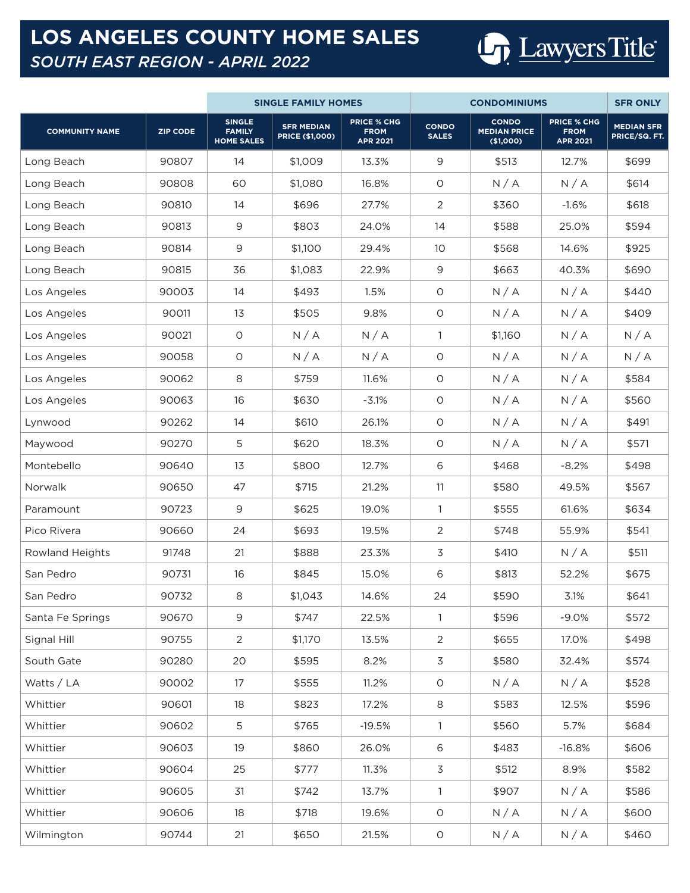# LOS ANGELES COUNTY HOME SALES

## *SOUTH EAST REGION - APRIL 2022*

Lawyers Title

| | | SINGLE FAMILY HOMES | | | CONDOMINIUMS | | | SFR ONLY |
|---|---|---|---|---|---|---|---|---|
| COMMUNITY NAME | ZIP CODE | SINGLE FAMILY HOME SALES | SFR MEDIAN PRICE ($1,000) | PRICE % CHG FROM APR 2021 | CONDO SALES | CONDO MEDIAN PRICE ($1,000) | PRICE % CHG FROM APR 2021 | MEDIAN SFR PRICE/SQ. FT. |
| Long Beach | 90807 | 14 | $1,009 | 13.3% | 9 | $513 | 12.7% | $699 |
| Long Beach | 90808 | 60 | $1,080 | 16.8% | 0 | N / A | N / A | $614 |
| Long Beach | 90810 | 14 | $696 | 27.7% | 2 | $360 | -1.6% | $618 |
| Long Beach | 90813 | 9 | $803 | 24.0% | 14 | $588 | 25.0% | $594 |
| Long Beach | 90814 | 9 | $1,100 | 29.4% | 10 | $568 | 14.6% | $925 |
| Long Beach | 90815 | 36 | $1,083 | 22.9% | 9 | $663 | 40.3% | $690 |
| Los Angeles | 90003 | 14 | $493 | 1.5% | 0 | N / A | N / A | $440 |
| Los Angeles | 90011 | 13 | $505 | 9.8% | 0 | N / A | N / A | $409 |
| Los Angeles | 90021 | 0 | N / A | N / A | 1 | $1,160 | N / A | N / A |
| Los Angeles | 90058 | 0 | N / A | N / A | 0 | N / A | N / A | N / A |
| Los Angeles | 90062 | 8 | $759 | 11.6% | 0 | N / A | N / A | $584 |
| Los Angeles | 90063 | 16 | $630 | -3.1% | 0 | N / A | N / A | $560 |
| Lynwood | 90262 | 14 | $610 | 26.1% | 0 | N / A | N / A | $491 |
| Maywood | 90270 | 5 | $620 | 18.3% | 0 | N / A | N / A | $571 |
| Montebello | 90640 | 13 | $800 | 12.7% | 6 | $468 | -8.2% | $498 |
| Norwalk | 90650 | 47 | $715 | 21.2% | 11 | $580 | 49.5% | $567 |
| Paramount | 90723 | 9 | $625 | 19.0% | 1 | $555 | 61.6% | $634 |
| Pico Rivera | 90660 | 24 | $693 | 19.5% | 2 | $748 | 55.9% | $541 |
| Rowland Heights | 91748 | 21 | $888 | 23.3% | 3 | $410 | N / A | $511 |
| San Pedro | 90731 | 16 | $845 | 15.0% | 6 | $813 | 52.2% | $675 |
| San Pedro | 90732 | 8 | $1,043 | 14.6% | 24 | $590 | 3.1% | $641 |
| Santa Fe Springs | 90670 | 9 | $747 | 22.5% | 1 | $596 | -9.0% | $572 |
| Signal Hill | 90755 | 2 | $1,170 | 13.5% | 2 | $655 | 17.0% | $498 |
| South Gate | 90280 | 20 | $595 | 8.2% | 3 | $580 | 32.4% | $574 |
| Watts / LA | 90002 | 17 | $555 | 11.2% | 0 | N / A | N / A | $528 |
| Whittier | 90601 | 18 | $823 | 17.2% | 8 | $583 | 12.5% | $596 |
| Whittier | 90602 | 5 | $765 | -19.5% | 1 | $560 | 5.7% | $684 |
| Whittier | 90603 | 19 | $860 | 26.0% | 6 | $483 | -16.8% | $606 |
| Whittier | 90604 | 25 | $777 | 11.3% | 3 | $512 | 8.9% | $582 |
| Whittier | 90605 | 31 | $742 | 13.7% | 1 | $907 | N / A | $586 |
| Whittier | 90606 | 18 | $718 | 19.6% | 0 | N / A | N / A | $600 |
| Wilmington | 90744 | 21 | $650 | 21.5% | 0 | N / A | N / A | $460 |